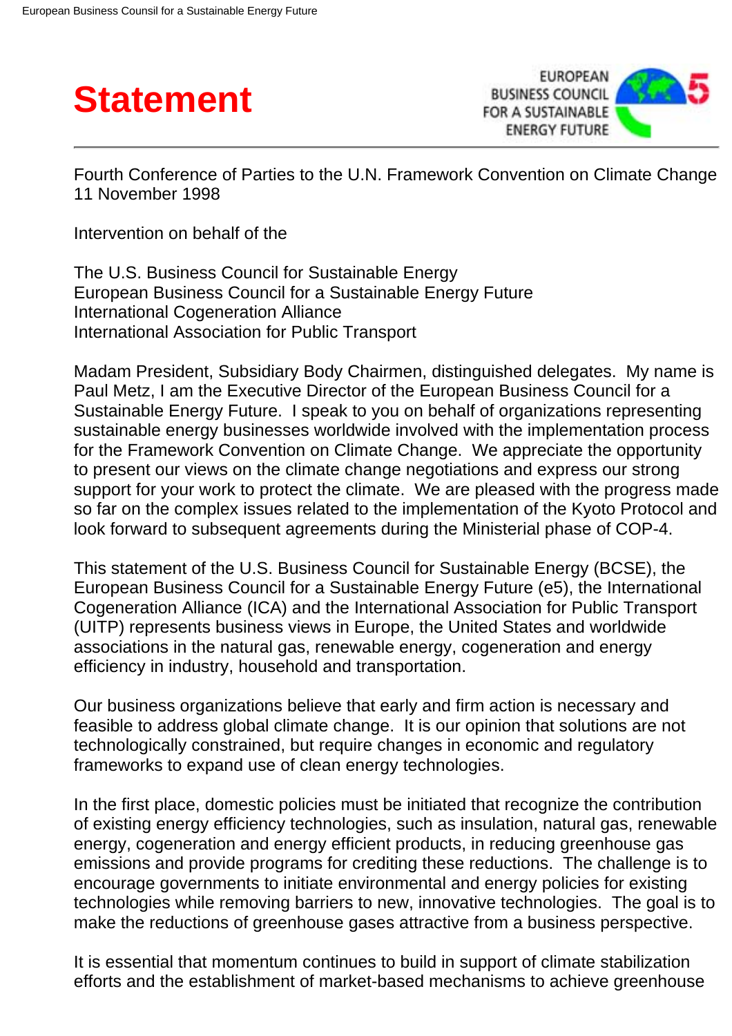# Statement

EUROPEAN BUSINESS COUNCIL FOR A SUSTAINABLE ENERGY FUTURE

Fourth Conference of Parties to the U.N. Framework Convention on Climate Change
11 November 1998

Intervention on behalf of the

The U.S. Business Council for Sustainable Energy
European Business Council for a Sustainable Energy Future
International Cogeneration Alliance
International Association for Public Transport

Madam President, Subsidiary Body Chairmen, distinguished delegates. My name is Paul Metz, I am the Executive Director of the European Business Council for a Sustainable Energy Future. I speak to you on behalf of organizations representing sustainable energy businesses worldwide involved with the implementation process for the Framework Convention on Climate Change. We appreciate the opportunity to present our views on the climate change negotiations and express our strong support for your work to protect the climate. We are pleased with the progress made so far on the complex issues related to the implementation of the Kyoto Protocol and look forward to subsequent agreements during the Ministerial phase of COP-4.

This statement of the U.S. Business Council for Sustainable Energy (BCSE), the European Business Council for a Sustainable Energy Future (e5), the International Cogeneration Alliance (ICA) and the International Association for Public Transport (UITP) represents business views in Europe, the United States and worldwide associations in the natural gas, renewable energy, cogeneration and energy efficiency in industry, household and transportation.

Our business organizations believe that early and firm action is necessary and feasible to address global climate change. It is our opinion that solutions are not technologically constrained, but require changes in economic and regulatory frameworks to expand use of clean energy technologies.

In the first place, domestic policies must be initiated that recognize the contribution of existing energy efficiency technologies, such as insulation, natural gas, renewable energy, cogeneration and energy efficient products, in reducing greenhouse gas emissions and provide programs for crediting these reductions. The challenge is to encourage governments to initiate environmental and energy policies for existing technologies while removing barriers to new, innovative technologies. The goal is to make the reductions of greenhouse gases attractive from a business perspective.

It is essential that momentum continues to build in support of climate stabilization efforts and the establishment of market-based mechanisms to achieve greenhouse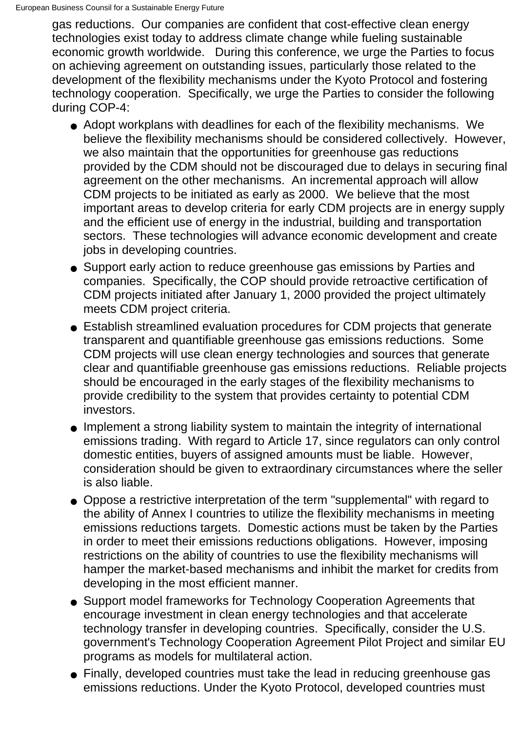gas reductions. Our companies are confident that cost-effective clean energy technologies exist today to address climate change while fueling sustainable economic growth worldwide. During this conference, we urge the Parties to focus on achieving agreement on outstanding issues, particularly those related to the development of the flexibility mechanisms under the Kyoto Protocol and fostering technology cooperation. Specifically, we urge the Parties to consider the following during COP-4:

- Adopt workplans with deadlines for each of the flexibility mechanisms. We believe the flexibility mechanisms should be considered collectively. However, we also maintain that the opportunities for greenhouse gas reductions provided by the CDM should not be discouraged due to delays in securing final agreement on the other mechanisms. An incremental approach will allow CDM projects to be initiated as early as 2000. We believe that the most important areas to develop criteria for early CDM projects are in energy supply and the efficient use of energy in the industrial, building and transportation sectors. These technologies will advance economic development and create jobs in developing countries.
- Support early action to reduce greenhouse gas emissions by Parties and companies. Specifically, the COP should provide retroactive certification of CDM projects initiated after January 1, 2000 provided the project ultimately meets CDM project criteria.
- Establish streamlined evaluation procedures for CDM projects that generate transparent and quantifiable greenhouse gas emissions reductions. Some CDM projects will use clean energy technologies and sources that generate clear and quantifiable greenhouse gas emissions reductions. Reliable projects should be encouraged in the early stages of the flexibility mechanisms to provide credibility to the system that provides certainty to potential CDM investors.
- Implement a strong liability system to maintain the integrity of international emissions trading. With regard to Article 17, since regulators can only control domestic entities, buyers of assigned amounts must be liable. However, consideration should be given to extraordinary circumstances where the seller is also liable.
- Oppose a restrictive interpretation of the term "supplemental" with regard to the ability of Annex I countries to utilize the flexibility mechanisms in meeting emissions reductions targets. Domestic actions must be taken by the Parties in order to meet their emissions reductions obligations. However, imposing restrictions on the ability of countries to use the flexibility mechanisms will hamper the market-based mechanisms and inhibit the market for credits from developing in the most efficient manner.
- Support model frameworks for Technology Cooperation Agreements that encourage investment in clean energy technologies and that accelerate technology transfer in developing countries. Specifically, consider the U.S. government's Technology Cooperation Agreement Pilot Project and similar EU programs as models for multilateral action.
- Finally, developed countries must take the lead in reducing greenhouse gas emissions reductions. Under the Kyoto Protocol, developed countries must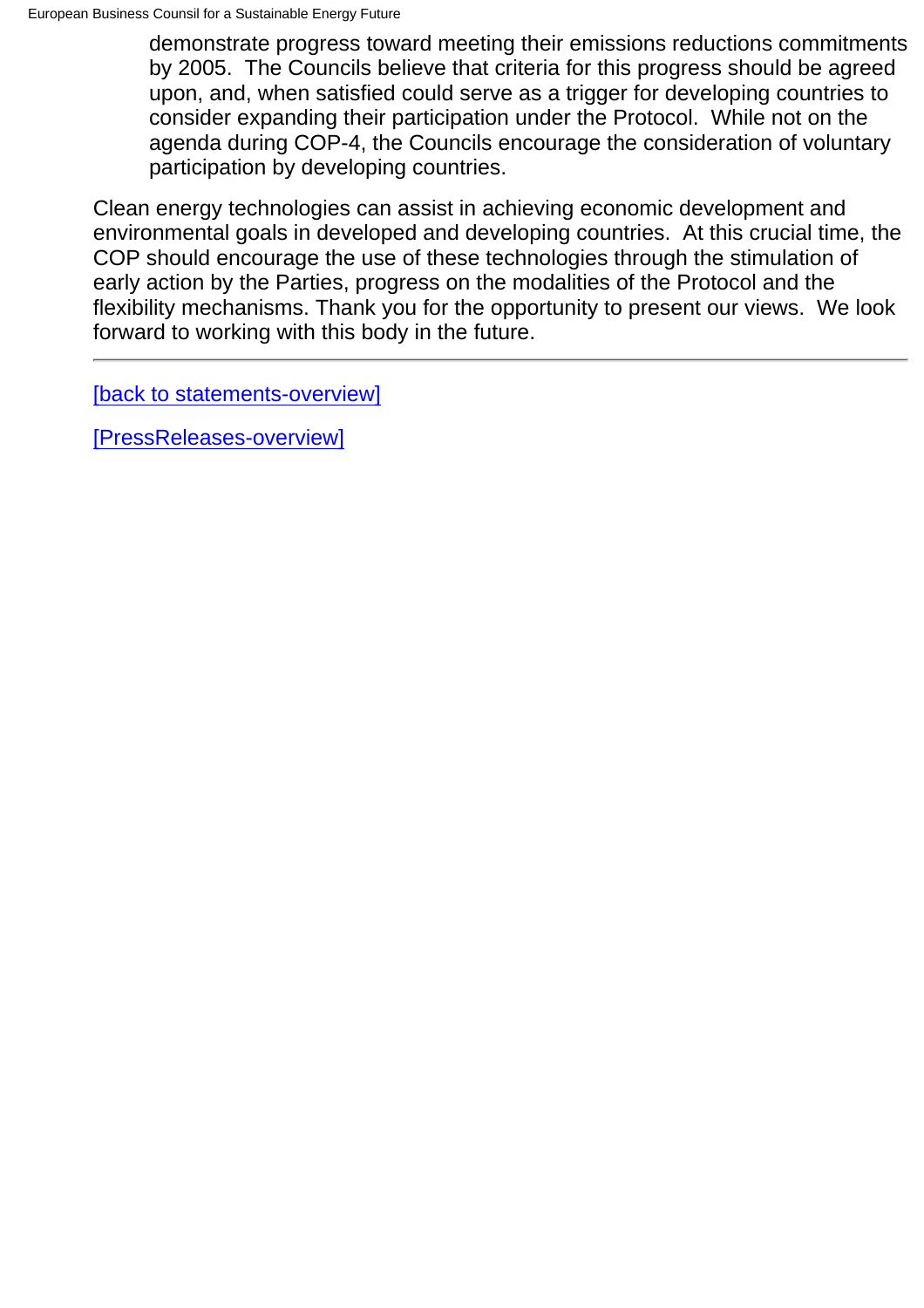demonstrate progress toward meeting their emissions reductions commitments by 2005. The Councils believe that criteria for this progress should be agreed upon, and, when satisfied could serve as a trigger for developing countries to consider expanding their participation under the Protocol. While not on the agenda during COP-4, the Councils encourage the consideration of voluntary participation by developing countries.

Clean energy technologies can assist in achieving economic development and environmental goals in developed and developing countries. At this crucial time, the COP should encourage the use of these technologies through the stimulation of early action by the Parties, progress on the modalities of the Protocol and the flexibility mechanisms. Thank you for the opportunity to present our views. We look forward to working with this body in the future.

---

[back to statements-overview]

[PressReleases-overview]